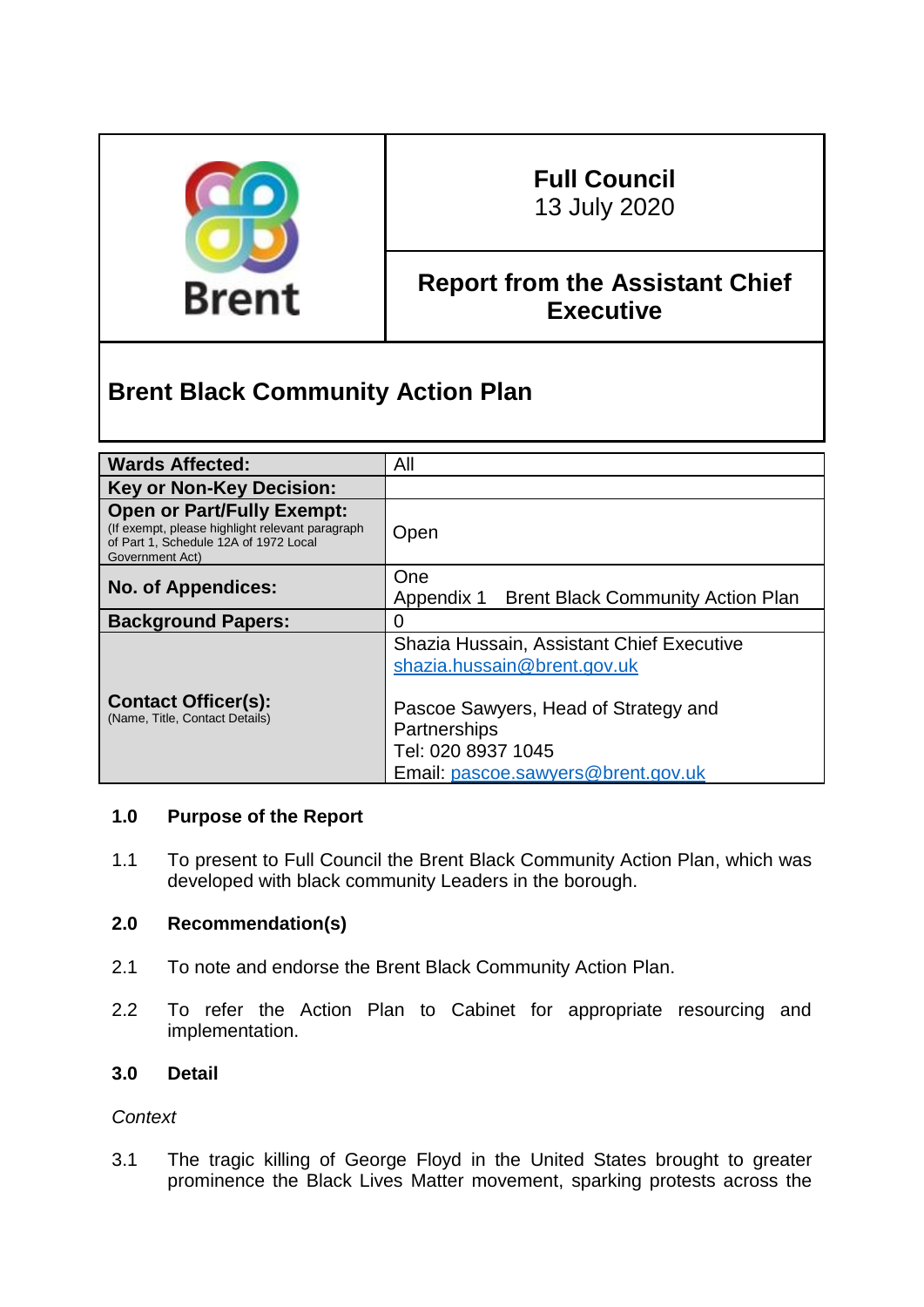Brent

**Full Council**
13 July 2020

**Report from the Assistant Chief Executive**

# Brent Black Community Action Plan

| **Wards Affected:** | All |
|---|---|
| **Key or Non-Key Decision:** | |
| **Open or Part/Fully Exempt:** (If exempt, please highlight relevant paragraph of Part 1, Schedule 12A of 1972 Local Government Act) | Open |
| **No. of Appendices:** | One<br>Appendix 1 Brent Black Community Action Plan |
| **Background Papers:** | 0 |
| **Contact Officer(s):** (Name, Title, Contact Details) | Shazia Hussain, Assistant Chief Executive<br>shazia.hussain@brent.gov.uk<br><br>Pascoe Sawyers, Head of Strategy and Partnerships<br>Tel: 020 8937 1045<br>Email: pascoe.sawyers@brent.gov.uk |

## 1.0 Purpose of the Report

1.1 To present to Full Council the Brent Black Community Action Plan, which was developed with black community Leaders in the borough.

## 2.0 Recommendation(s)

2.1 To note and endorse the Brent Black Community Action Plan.

2.2 To refer the Action Plan to Cabinet for appropriate resourcing and implementation.

## 3.0 Detail

*Context*

3.1 The tragic killing of George Floyd in the United States brought to greater prominence the Black Lives Matter movement, sparking protests across the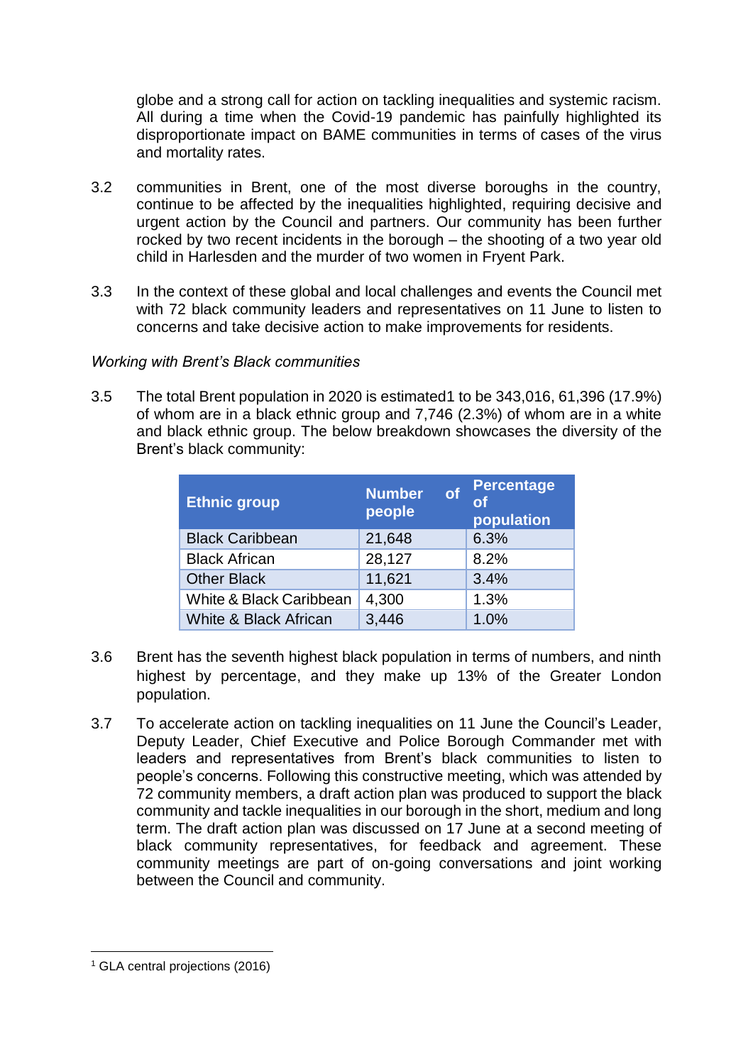globe and a strong call for action on tackling inequalities and systemic racism. All during a time when the Covid-19 pandemic has painfully highlighted its disproportionate impact on BAME communities in terms of cases of the virus and mortality rates.

3.2 communities in Brent, one of the most diverse boroughs in the country, continue to be affected by the inequalities highlighted, requiring decisive and urgent action by the Council and partners. Our community has been further rocked by two recent incidents in the borough – the shooting of a two year old child in Harlesden and the murder of two women in Fryent Park.

3.3 In the context of these global and local challenges and events the Council met with 72 black community leaders and representatives on 11 June to listen to concerns and take decisive action to make improvements for residents.

*Working with Brent's Black communities*

3.5 The total Brent population in 2020 is estimated[1] to be 343,016, 61,396 (17.9%) of whom are in a black ethnic group and 7,746 (2.3%) of whom are in a white and black ethnic group. The below breakdown showcases the diversity of the Brent's black community:

| Ethnic group | Number of people | Percentage of population |
|---|---|---|
| Black Caribbean | 21,648 | 6.3% |
| Black African | 28,127 | 8.2% |
| Other Black | 11,621 | 3.4% |
| White & Black Caribbean | 4,300 | 1.3% |
| White & Black African | 3,446 | 1.0% |

3.6 Brent has the seventh highest black population in terms of numbers, and ninth highest by percentage, and they make up 13% of the Greater London population.

3.7 To accelerate action on tackling inequalities on 11 June the Council's Leader, Deputy Leader, Chief Executive and Police Borough Commander met with leaders and representatives from Brent's black communities to listen to people's concerns. Following this constructive meeting, which was attended by 72 community members, a draft action plan was produced to support the black community and tackle inequalities in our borough in the short, medium and long term. The draft action plan was discussed on 17 June at a second meeting of black community representatives, for feedback and agreement. These community meetings are part of on-going conversations and joint working between the Council and community.

[1] GLA central projections (2016)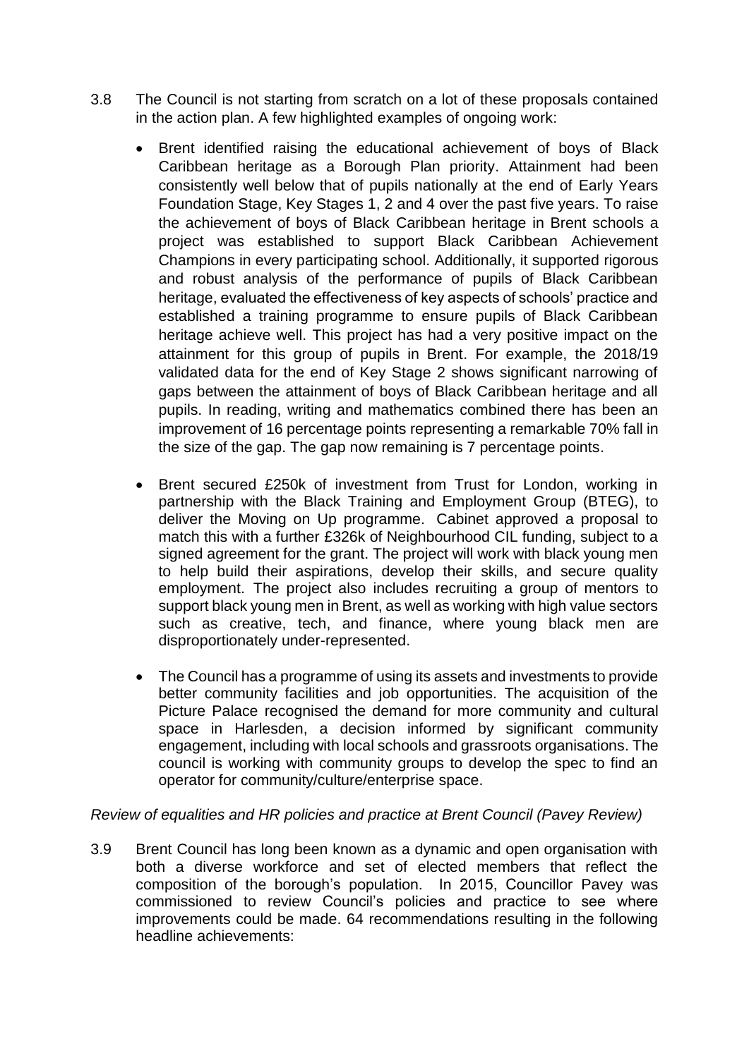3.8 The Council is not starting from scratch on a lot of these proposals contained in the action plan. A few highlighted examples of ongoing work:

- Brent identified raising the educational achievement of boys of Black Caribbean heritage as a Borough Plan priority. Attainment had been consistently well below that of pupils nationally at the end of Early Years Foundation Stage, Key Stages 1, 2 and 4 over the past five years. To raise the achievement of boys of Black Caribbean heritage in Brent schools a project was established to support Black Caribbean Achievement Champions in every participating school. Additionally, it supported rigorous and robust analysis of the performance of pupils of Black Caribbean heritage, evaluated the effectiveness of key aspects of schools' practice and established a training programme to ensure pupils of Black Caribbean heritage achieve well. This project has had a very positive impact on the attainment for this group of pupils in Brent. For example, the 2018/19 validated data for the end of Key Stage 2 shows significant narrowing of gaps between the attainment of boys of Black Caribbean heritage and all pupils. In reading, writing and mathematics combined there has been an improvement of 16 percentage points representing a remarkable 70% fall in the size of the gap. The gap now remaining is 7 percentage points.

- Brent secured £250k of investment from Trust for London, working in partnership with the Black Training and Employment Group (BTEG), to deliver the Moving on Up programme. Cabinet approved a proposal to match this with a further £326k of Neighbourhood CIL funding, subject to a signed agreement for the grant. The project will work with black young men to help build their aspirations, develop their skills, and secure quality employment. The project also includes recruiting a group of mentors to support black young men in Brent, as well as working with high value sectors such as creative, tech, and finance, where young black men are disproportionately under-represented.

- The Council has a programme of using its assets and investments to provide better community facilities and job opportunities. The acquisition of the Picture Palace recognised the demand for more community and cultural space in Harlesden, a decision informed by significant community engagement, including with local schools and grassroots organisations. The council is working with community groups to develop the spec to find an operator for community/culture/enterprise space.

*Review of equalities and HR policies and practice at Brent Council (Pavey Review)*

3.9 Brent Council has long been known as a dynamic and open organisation with both a diverse workforce and set of elected members that reflect the composition of the borough's population. In 2015, Councillor Pavey was commissioned to review Council's policies and practice to see where improvements could be made. 64 recommendations resulting in the following headline achievements: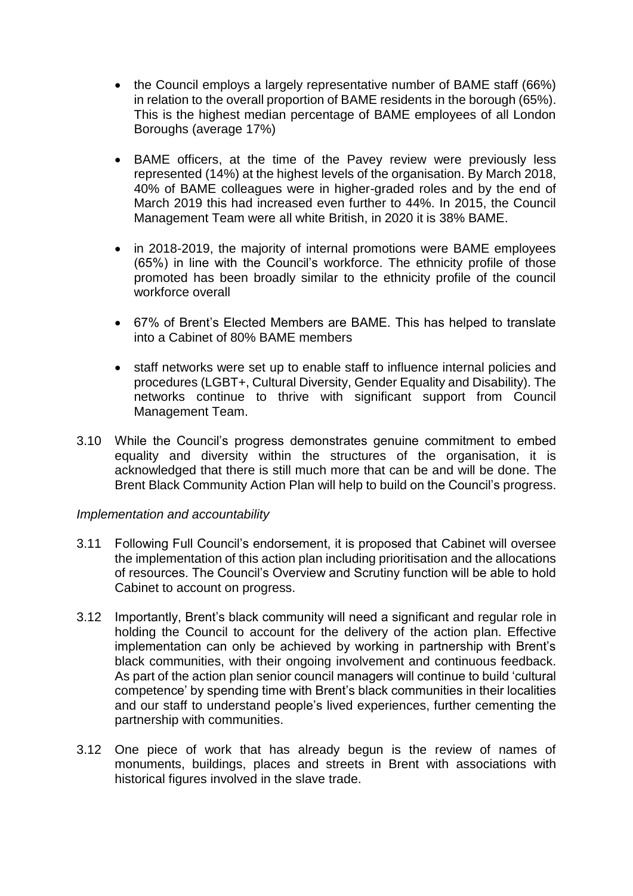- the Council employs a largely representative number of BAME staff (66%) in relation to the overall proportion of BAME residents in the borough (65%). This is the highest median percentage of BAME employees of all London Boroughs (average 17%)

- BAME officers, at the time of the Pavey review were previously less represented (14%) at the highest levels of the organisation. By March 2018, 40% of BAME colleagues were in higher-graded roles and by the end of March 2019 this had increased even further to 44%. In 2015, the Council Management Team were all white British, in 2020 it is 38% BAME.

- in 2018-2019, the majority of internal promotions were BAME employees (65%) in line with the Council's workforce. The ethnicity profile of those promoted has been broadly similar to the ethnicity profile of the council workforce overall

- 67% of Brent's Elected Members are BAME. This has helped to translate into a Cabinet of 80% BAME members

- staff networks were set up to enable staff to influence internal policies and procedures (LGBT+, Cultural Diversity, Gender Equality and Disability). The networks continue to thrive with significant support from Council Management Team.

3.10 While the Council's progress demonstrates genuine commitment to embed equality and diversity within the structures of the organisation, it is acknowledged that there is still much more that can be and will be done. The Brent Black Community Action Plan will help to build on the Council's progress.

*Implementation and accountability*

3.11 Following Full Council's endorsement, it is proposed that Cabinet will oversee the implementation of this action plan including prioritisation and the allocations of resources. The Council's Overview and Scrutiny function will be able to hold Cabinet to account on progress.

3.12 Importantly, Brent's black community will need a significant and regular role in holding the Council to account for the delivery of the action plan. Effective implementation can only be achieved by working in partnership with Brent's black communities, with their ongoing involvement and continuous feedback. As part of the action plan senior council managers will continue to build 'cultural competence' by spending time with Brent's black communities in their localities and our staff to understand people's lived experiences, further cementing the partnership with communities.

3.12 One piece of work that has already begun is the review of names of monuments, buildings, places and streets in Brent with associations with historical figures involved in the slave trade.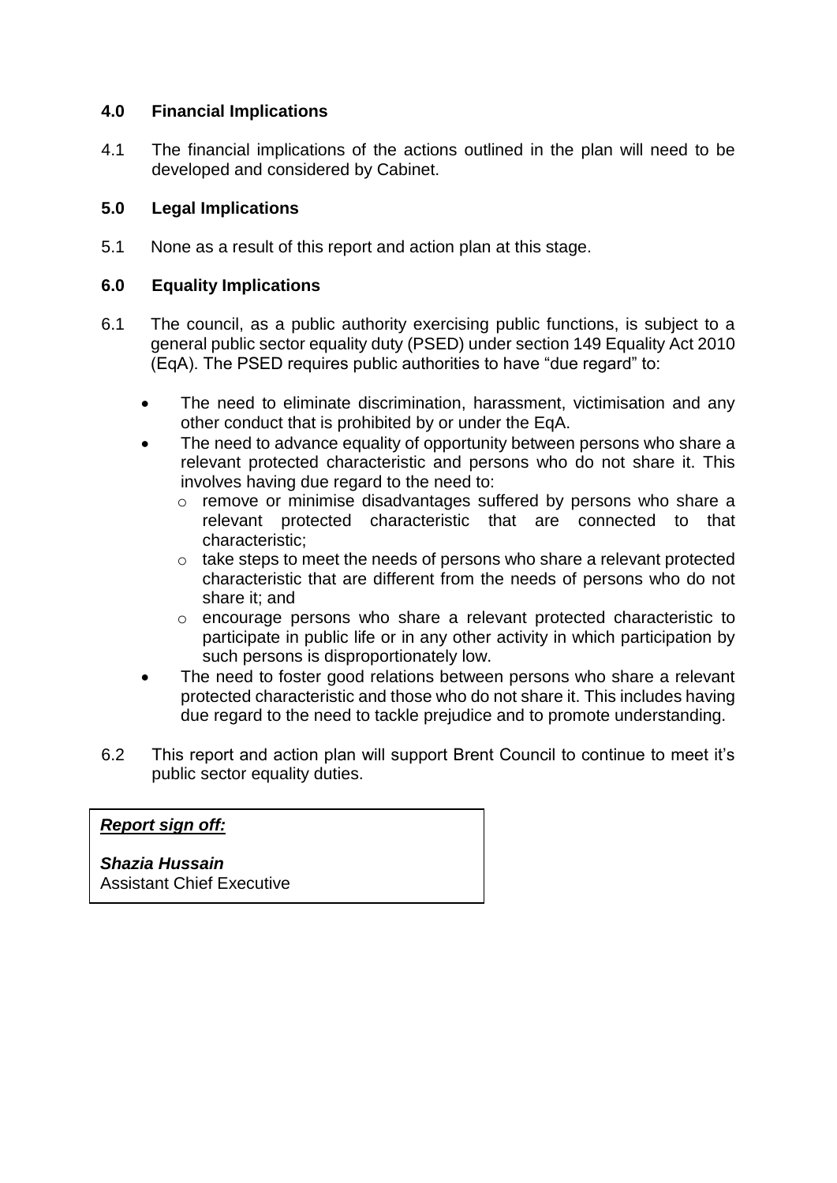## 4.0 Financial Implications

4.1 The financial implications of the actions outlined in the plan will need to be developed and considered by Cabinet.

## 5.0 Legal Implications

5.1 None as a result of this report and action plan at this stage.

## 6.0 Equality Implications

6.1 The council, as a public authority exercising public functions, is subject to a general public sector equality duty (PSED) under section 149 Equality Act 2010 (EqA). The PSED requires public authorities to have "due regard" to:

- The need to eliminate discrimination, harassment, victimisation and any other conduct that is prohibited by or under the EqA.
- The need to advance equality of opportunity between persons who share a relevant protected characteristic and persons who do not share it. This involves having due regard to the need to:
  - remove or minimise disadvantages suffered by persons who share a relevant protected characteristic that are connected to that characteristic;
  - take steps to meet the needs of persons who share a relevant protected characteristic that are different from the needs of persons who do not share it; and
  - encourage persons who share a relevant protected characteristic to participate in public life or in any other activity in which participation by such persons is disproportionately low.
- The need to foster good relations between persons who share a relevant protected characteristic and those who do not share it. This includes having due regard to the need to tackle prejudice and to promote understanding.

6.2 This report and action plan will support Brent Council to continue to meet it's public sector equality duties.

***<u>Report sign off:</u>***

***Shazia Hussain***
Assistant Chief Executive